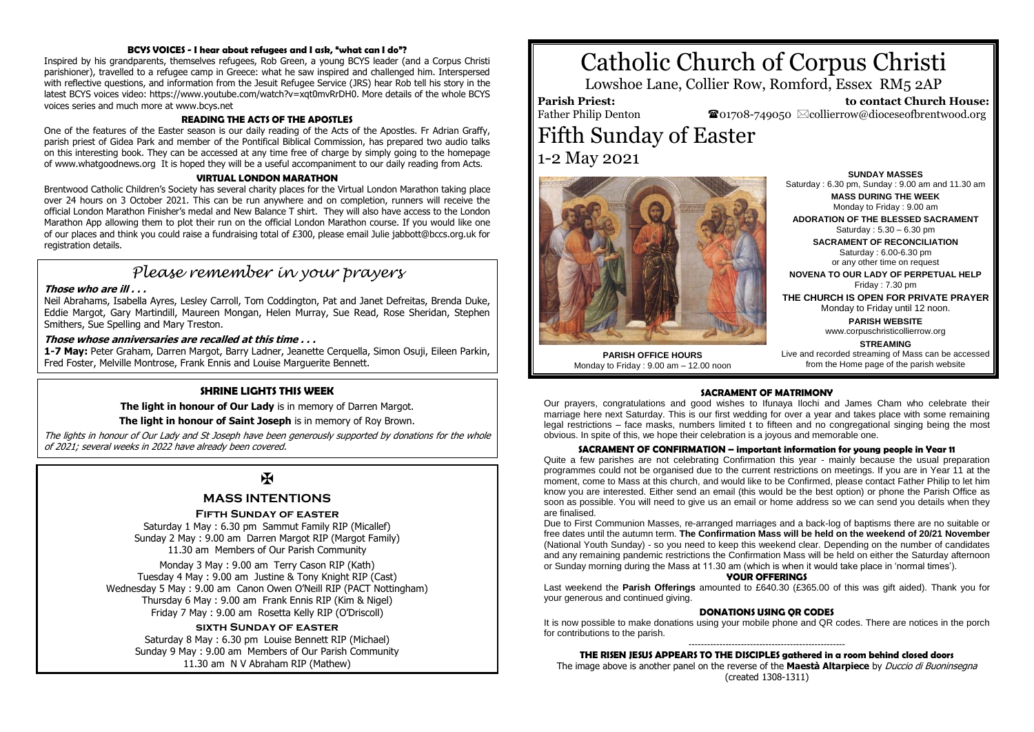# Catholic Church of Corpus Christi

Lowshoe Lane, Collier Row, Romford, Essex RM5 2AP

**Parish Priest:** Father Philip Denton

**to contact Church House:** ☎01708-749050 ✉collierrow@dioceseofbrentwood.org

## Fifth Sunday of Easter

1-2 May 2021

**SUNDAY MASSES**
Saturday : 6.30 pm, Sunday : 9.00 am and 11.30 am

**MASS DURING THE WEEK**
Monday to Friday : 9.00 am

**ADORATION OF THE BLESSED SACRAMENT**
Saturday : 5.30 – 6.30 pm

**SACRAMENT OF RECONCILIATION**
Saturday : 6.00-6.30 pm
or any other time on request

**NOVENA TO OUR LADY OF PERPETUAL HELP**
Friday : 7.30 pm

**THE CHURCH IS OPEN FOR PRIVATE PRAYER**
Monday to Friday until 12 noon.

**PARISH WEBSITE**
www.corpuschristicollierrow.org

**STREAMING**
Live and recorded streaming of Mass can be accessed from the Home page of the parish website

**PARISH OFFICE HOURS**
Monday to Friday : 9.00 am – 12.00 noon

### BCYS VOICES - I hear about refugees and I ask, "what can I do"?

Inspired by his grandparents, themselves refugees, Rob Green, a young BCYS leader (and a Corpus Christi parishioner), travelled to a refugee camp in Greece: what he saw inspired and challenged him. Interspersed with reflective questions, and information from the Jesuit Refugee Service (JRS) hear Rob tell his story in the latest BCYS voices video: https://www.youtube.com/watch?v=xqt0mvRrDH0. More details of the whole BCYS voices series and much more at www.bcys.net

### READING THE ACTS OF THE APOSTLES

One of the features of the Easter season is our daily reading of the Acts of the Apostles. Fr Adrian Graffy, parish priest of Gidea Park and member of the Pontifical Biblical Commission, has prepared two audio talks on this interesting book. They can be accessed at any time free of charge by simply going to the homepage of www.whatgoodnews.org It is hoped they will be a useful accompaniment to our daily reading from Acts.

### VIRTUAL LONDON MARATHON

Brentwood Catholic Children's Society has several charity places for the Virtual London Marathon taking place over 24 hours on 3 October 2021. This can be run anywhere and on completion, runners will receive the official London Marathon Finisher's medal and New Balance T shirt. They will also have access to the London Marathon App allowing them to plot their run on the official London Marathon course. If you would like one of our places and think you could raise a fundraising total of £300, please email Julie jabbott@bccs.org.uk for registration details.

## *Please remember in your prayers*

***Those who are ill . . .***

Neil Abrahams, Isabella Ayres, Lesley Carroll, Tom Coddington, Pat and Janet Defreitas, Brenda Duke, Eddie Margot, Gary Martindill, Maureen Mongan, Helen Murray, Sue Read, Rose Sheridan, Stephen Smithers, Sue Spelling and Mary Treston.

***Those whose anniversaries are recalled at this time . . .***

**1-7 May:** Peter Graham, Darren Margot, Barry Ladner, Jeanette Cerquella, Simon Osuji, Eileen Parkin, Fred Foster, Melville Montrose, Frank Ennis and Louise Marguerite Bennett.

### SHRINE LIGHTS THIS WEEK

**The light in honour of Our Lady** is in memory of Darren Margot.

**The light in honour of Saint Joseph** is in memory of Roy Brown.

*The lights in honour of Our Lady and St Joseph have been generously supported by donations for the whole of 2021; several weeks in 2022 have already been covered.*

✠

### MASS INTENTIONS

**FIFTH SUNDAY OF EASTER**

Saturday 1 May : 6.30 pm Sammut Family RIP (Micallef)
Sunday 2 May : 9.00 am Darren Margot RIP (Margot Family)
11.30 am Members of Our Parish Community

Monday 3 May : 9.00 am Terry Cason RIP (Kath)
Tuesday 4 May : 9.00 am Justine & Tony Knight RIP (Cast)
Wednesday 5 May : 9.00 am Canon Owen O'Neill RIP (PACT Nottingham)
Thursday 6 May : 9.00 am Frank Ennis RIP (Kim & Nigel)
Friday 7 May : 9.00 am Rosetta Kelly RIP (O'Driscoll)

**SIXTH SUNDAY OF EASTER**

Saturday 8 May : 6.30 pm Louise Bennett RIP (Michael)
Sunday 9 May : 9.00 am Members of Our Parish Community
11.30 am N V Abraham RIP (Mathew)

### SACRAMENT OF MATRIMONY

Our prayers, congratulations and good wishes to Ifunaya Ilochi and James Cham who celebrate their marriage here next Saturday. This is our first wedding for over a year and takes place with some remaining legal restrictions – face masks, numbers limited t to fifteen and no congregational singing being the most obvious. In spite of this, we hope their celebration is a joyous and memorable one.

### SACRAMENT OF CONFIRMATION – important information for young people in Year 11

Quite a few parishes are not celebrating Confirmation this year - mainly because the usual preparation programmes could not be organised due to the current restrictions on meetings. If you are in Year 11 at the moment, come to Mass at this church, and would like to be Confirmed, please contact Father Philip to let him know you are interested. Either send an email (this would be the best option) or phone the Parish Office as soon as possible. You will need to give us an email or home address so we can send you details when they are finalised.

Due to First Communion Masses, re-arranged marriages and a back-log of baptisms there are no suitable or free dates until the autumn term. **The Confirmation Mass will be held on the weekend of 20/21 November** (National Youth Sunday) - so you need to keep this weekend clear. Depending on the number of candidates and any remaining pandemic restrictions the Confirmation Mass will be held on either the Saturday afternoon or Sunday morning during the Mass at 11.30 am (which is when it would take place in 'normal times').

### YOUR OFFERINGS

Last weekend the **Parish Offerings** amounted to £640.30 (£365.00 of this was gift aided). Thank you for your generous and continued giving.

### DONATIONS USING QR CODES

It is now possible to make donations using your mobile phone and QR codes. There are notices in the porch for contributions to the parish.

---

**THE RISEN JESUS APPEARS TO THE DISCIPLES gathered in a room behind closed doors**

The image above is another panel on the reverse of the **Maestà Altarpiece** by *Duccio di Buoninsegna* (created 1308-1311)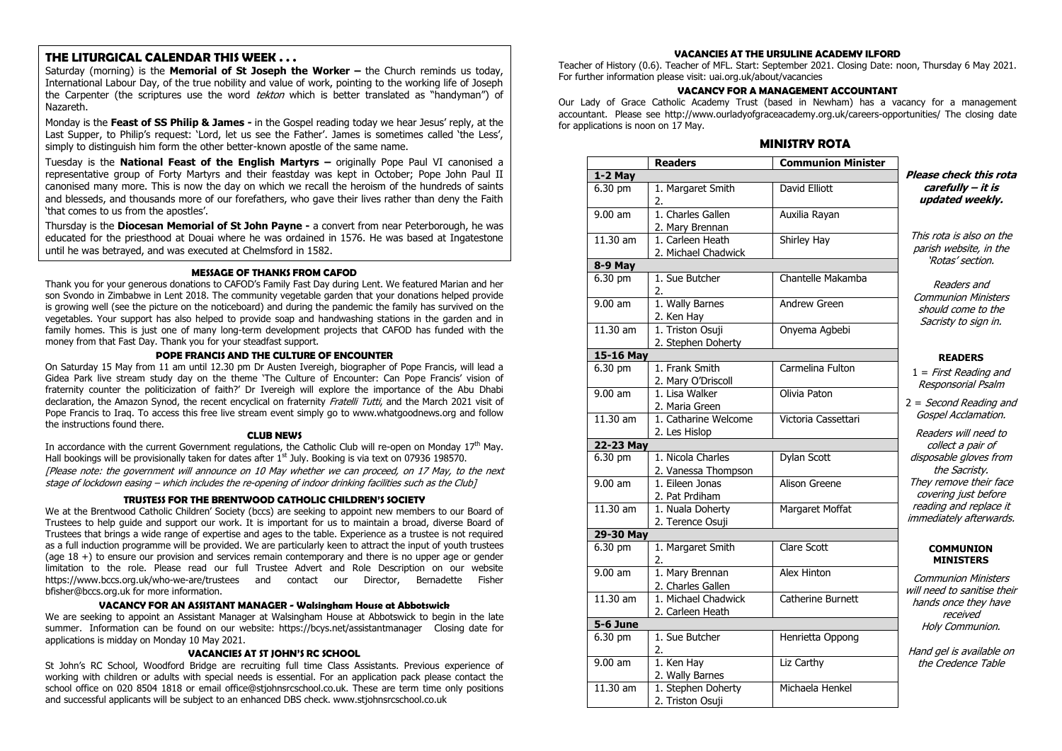## THE LITURGICAL CALENDAR THIS WEEK . . .

Saturday (morning) is the **Memorial of St Joseph the Worker –** the Church reminds us today, International Labour Day, of the true nobility and value of work, pointing to the working life of Joseph the Carpenter (the scriptures use the word *tekton* which is better translated as "handyman") of Nazareth.

Monday is the **Feast of SS Philip & James -** in the Gospel reading today we hear Jesus' reply, at the Last Supper, to Philip's request: 'Lord, let us see the Father'. James is sometimes called 'the Less', simply to distinguish him form the other better-known apostle of the same name.

Tuesday is the **National Feast of the English Martyrs –** originally Pope Paul VI canonised a representative group of Forty Martyrs and their feastday was kept in October; Pope John Paul II canonised many more. This is now the day on which we recall the heroism of the hundreds of saints and blesseds, and thousands more of our forefathers, who gave their lives rather than deny the Faith 'that comes to us from the apostles'.

Thursday is the **Diocesan Memorial of St John Payne -** a convert from near Peterborough, he was educated for the priesthood at Douai where he was ordained in 1576. He was based at Ingatestone until he was betrayed, and was executed at Chelmsford in 1582.

### MESSAGE OF THANKS FROM CAFOD

Thank you for your generous donations to CAFOD's Family Fast Day during Lent. We featured Marian and her son Svondo in Zimbabwe in Lent 2018. The community vegetable garden that your donations helped provide is growing well (see the picture on the noticeboard) and during the pandemic the family has survived on the vegetables. Your support has also helped to provide soap and handwashing stations in the garden and in family homes. This is just one of many long-term development projects that CAFOD has funded with the money from that Fast Day. Thank you for your steadfast support.

### POPE FRANCIS AND THE CULTURE OF ENCOUNTER

On Saturday 15 May from 11 am until 12.30 pm Dr Austen Ivereigh, biographer of Pope Francis, will lead a Gidea Park live stream study day on the theme 'The Culture of Encounter: Can Pope Francis' vision of fraternity counter the politicization of faith?' Dr Ivereigh will explore the importance of the Abu Dhabi declaration, the Amazon Synod, the recent encyclical on fraternity *Fratelli Tutti*, and the March 2021 visit of Pope Francis to Iraq. To access this free live stream event simply go to www.whatgoodnews.org and follow the instructions found there.

### CLUB NEWS

In accordance with the current Government regulations, the Catholic Club will re-open on Monday 17th May. Hall bookings will be provisionally taken for dates after 1st July. Booking is via text on 07936 198570.

*[Please note: the government will announce on 10 May whether we can proceed, on 17 May, to the next stage of lockdown easing – which includes the re-opening of indoor drinking facilities such as the Club]*

### TRUSTEES FOR THE BRENTWOOD CATHOLIC CHILDREN'S SOCIETY

We at the Brentwood Catholic Children' Society (bccs) are seeking to appoint new members to our Board of Trustees to help guide and support our work. It is important for us to maintain a broad, diverse Board of Trustees that brings a wide range of expertise and ages to the table. Experience as a trustee is not required as a full induction programme will be provided. We are particularly keen to attract the input of youth trustees (age 18 +) to ensure our provision and services remain contemporary and there is no upper age or gender limitation to the role. Please read our full Trustee Advert and Role Description on our website https://www.bccs.org.uk/who-we-are/trustees and contact our Director, Bernadette Fisher bfisher@bccs.org.uk for more information.

### VACANCY FOR AN ASSISTANT MANAGER - Walsingham House at Abbotswick

We are seeking to appoint an Assistant Manager at Walsingham House at Abbotswick to begin in the late summer. Information can be found on our website: https://bcys.net/assistantmanager Closing date for applications is midday on Monday 10 May 2021.

### VACANCIES AT ST JOHN'S RC SCHOOL

St John's RC School, Woodford Bridge are recruiting full time Class Assistants. Previous experience of working with children or adults with special needs is essential. For an application pack please contact the school office on 020 8504 1818 or email office@stjohnsrcschool.co.uk. These are term time only positions and successful applicants will be subject to an enhanced DBS check. www.stjohnsrcschool.co.uk

### VACANCIES AT THE URSULINE ACADEMY ILFORD

Teacher of History (0.6). Teacher of MFL. Start: September 2021. Closing Date: noon, Thursday 6 May 2021. For further information please visit: uai.org.uk/about/vacancies

### VACANCY FOR A MANAGEMENT ACCOUNTANT

Our Lady of Grace Catholic Academy Trust (based in Newham) has a vacancy for a management accountant. Please see http://www.ourladyofgraceacademy.org.uk/careers-opportunities/ The closing date for applications is noon on 17 May.

## MINISTRY ROTA

| | Readers | Communion Minister |
|---|---|---|
| **1-2 May** | | |
| 6.30 pm | 1. Margaret Smith<br>2. | David Elliott |
| 9.00 am | 1. Charles Gallen<br>2. Mary Brennan | Auxilia Rayan |
| 11.30 am | 1. Carleen Heath<br>2. Michael Chadwick | Shirley Hay |
| **8-9 May** | | |
| 6.30 pm | 1. Sue Butcher<br>2. | Chantelle Makamba |
| 9.00 am | 1. Wally Barnes<br>2. Ken Hay | Andrew Green |
| 11.30 am | 1. Triston Osuji<br>2. Stephen Doherty | Onyema Agbebi |
| **15-16 May** | | |
| 6.30 pm | 1. Frank Smith<br>2. Mary O'Driscoll | Carmelina Fulton |
| 9.00 am | 1. Lisa Walker<br>2. Maria Green | Olivia Paton |
| 11.30 am | 1. Catharine Welcome<br>2. Les Hislop | Victoria Cassettari |
| **22-23 May** | | |
| 6.30 pm | 1. Nicola Charles<br>2. Vanessa Thompson | Dylan Scott |
| 9.00 am | 1. Eileen Jonas<br>2. Pat Prdiham | Alison Greene |
| 11.30 am | 1. Nuala Doherty<br>2. Terence Osuji | Margaret Moffat |
| **29-30 May** | | |
| 6.30 pm | 1. Margaret Smith<br>2. | Clare Scott |
| 9.00 am | 1. Mary Brennan<br>2. Charles Gallen | Alex Hinton |
| 11.30 am | 1. Michael Chadwick<br>2. Carleen Heath | Catherine Burnett |
| **5-6 June** | | |
| 6.30 pm | 1. Sue Butcher<br>2. | Henrietta Oppong |
| 9.00 am | 1. Ken Hay<br>2. Wally Barnes | Liz Carthy |
| 11.30 am | 1. Stephen Doherty<br>2. Triston Osuji | Michaela Henkel |

***Please check this rota carefully – it is updated weekly.***

*This rota is also on the parish website, in the 'Rotas' section.*

*Readers and Communion Ministers should come to the Sacristy to sign in.*

**READERS**

1 = *First Reading and Responsorial Psalm*

2 = *Second Reading and Gospel Acclamation.*

*Readers will need to collect a pair of disposable gloves from the Sacristy. They remove their face covering just before reading and replace it immediately afterwards.*

**COMMUNION MINISTERS**

*Communion Ministers will need to sanitise their hands once they have received Holy Communion.*

*Hand gel is available on the Credence Table*